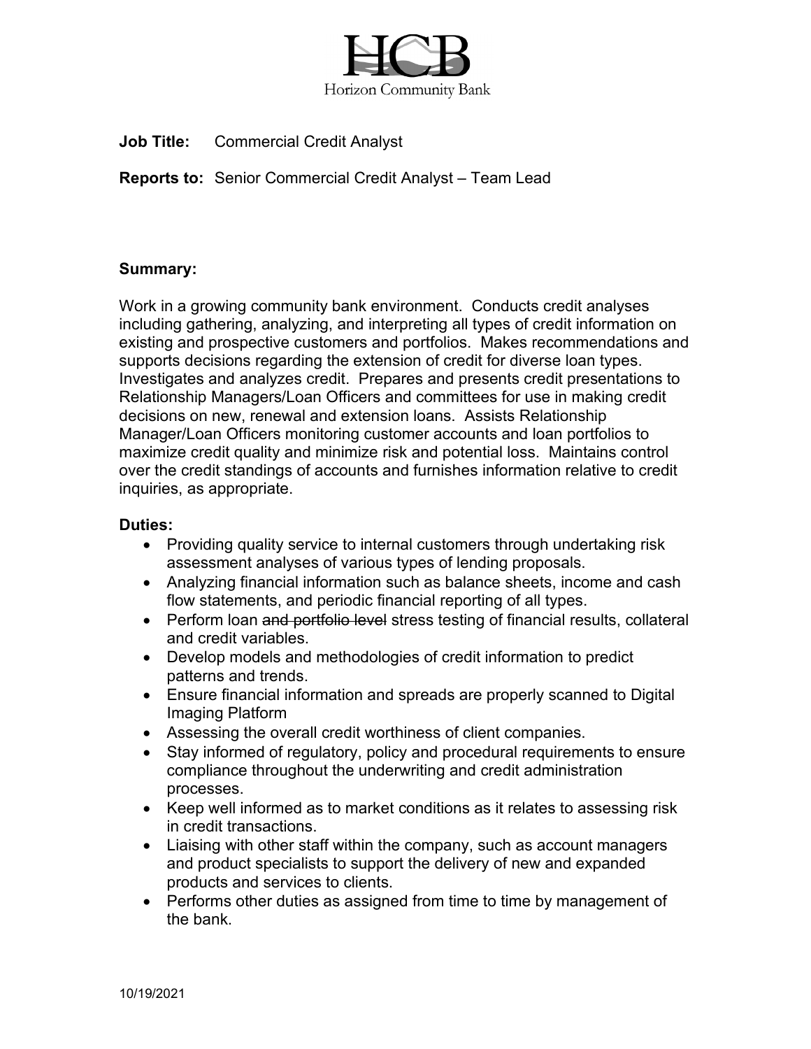HCB

Horizon Community Bank

**Job Title:** Commercial Credit Analyst

**Reports to:** Senior Commercial Credit Analyst – Team Lead

**Summary:**

Work in a growing community bank environment. Conducts credit analyses including gathering, analyzing, and interpreting all types of credit information on existing and prospective customers and portfolios. Makes recommendations and supports decisions regarding the extension of credit for diverse loan types. Investigates and analyzes credit. Prepares and presents credit presentations to Relationship Managers/Loan Officers and committees for use in making credit decisions on new, renewal and extension loans. Assists Relationship Manager/Loan Officers monitoring customer accounts and loan portfolios to maximize credit quality and minimize risk and potential loss. Maintains control over the credit standings of accounts and furnishes information relative to credit inquiries, as appropriate.

**Duties:**

- Providing quality service to internal customers through undertaking risk assessment analyses of various types of lending proposals.
- Analyzing financial information such as balance sheets, income and cash flow statements, and periodic financial reporting of all types.
- Perform loan ~~and portfolio level~~ stress testing of financial results, collateral and credit variables.
- Develop models and methodologies of credit information to predict patterns and trends.
- Ensure financial information and spreads are properly scanned to Digital Imaging Platform
- Assessing the overall credit worthiness of client companies.
- Stay informed of regulatory, policy and procedural requirements to ensure compliance throughout the underwriting and credit administration processes.
- Keep well informed as to market conditions as it relates to assessing risk in credit transactions.
- Liaising with other staff within the company, such as account managers and product specialists to support the delivery of new and expanded products and services to clients.
- Performs other duties as assigned from time to time by management of the bank.

10/19/2021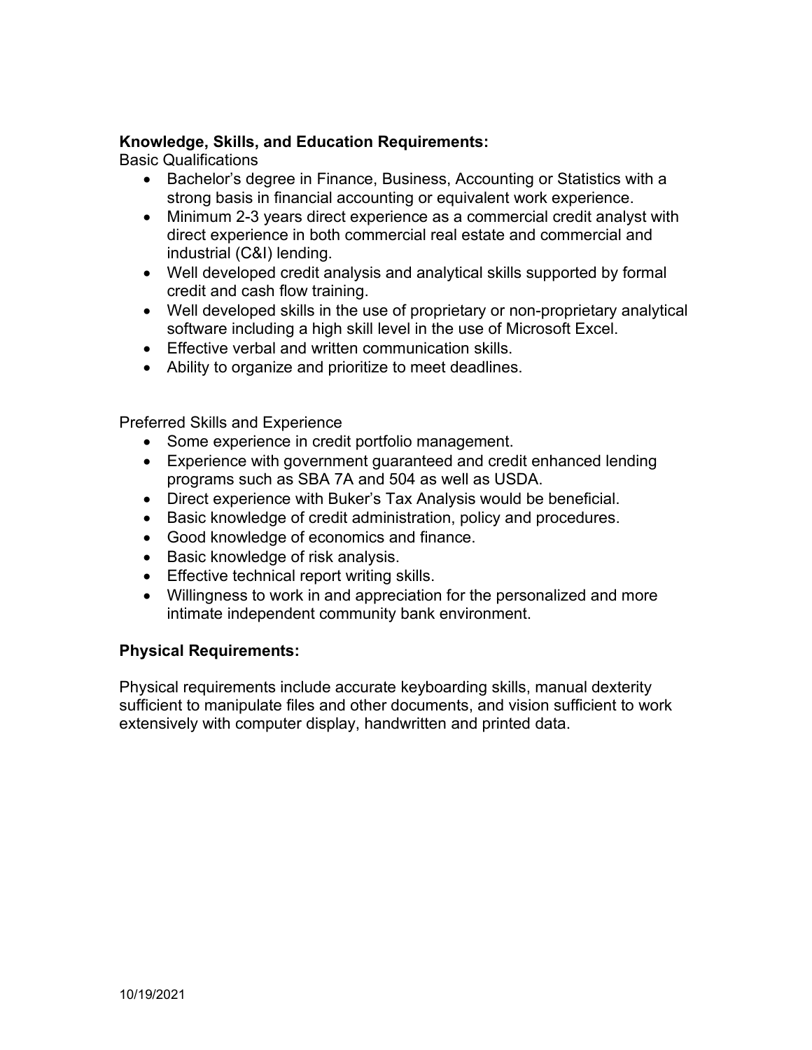**Knowledge, Skills, and Education Requirements:**

Basic Qualifications

- Bachelor's degree in Finance, Business, Accounting or Statistics with a strong basis in financial accounting or equivalent work experience.
- Minimum 2-3 years direct experience as a commercial credit analyst with direct experience in both commercial real estate and commercial and industrial (C&I) lending.
- Well developed credit analysis and analytical skills supported by formal credit and cash flow training.
- Well developed skills in the use of proprietary or non-proprietary analytical software including a high skill level in the use of Microsoft Excel.
- Effective verbal and written communication skills.
- Ability to organize and prioritize to meet deadlines.

Preferred Skills and Experience

- Some experience in credit portfolio management.
- Experience with government guaranteed and credit enhanced lending programs such as SBA 7A and 504 as well as USDA.
- Direct experience with Buker's Tax Analysis would be beneficial.
- Basic knowledge of credit administration, policy and procedures.
- Good knowledge of economics and finance.
- Basic knowledge of risk analysis.
- Effective technical report writing skills.
- Willingness to work in and appreciation for the personalized and more intimate independent community bank environment.

**Physical Requirements:**

Physical requirements include accurate keyboarding skills, manual dexterity sufficient to manipulate files and other documents, and vision sufficient to work extensively with computer display, handwritten and printed data.